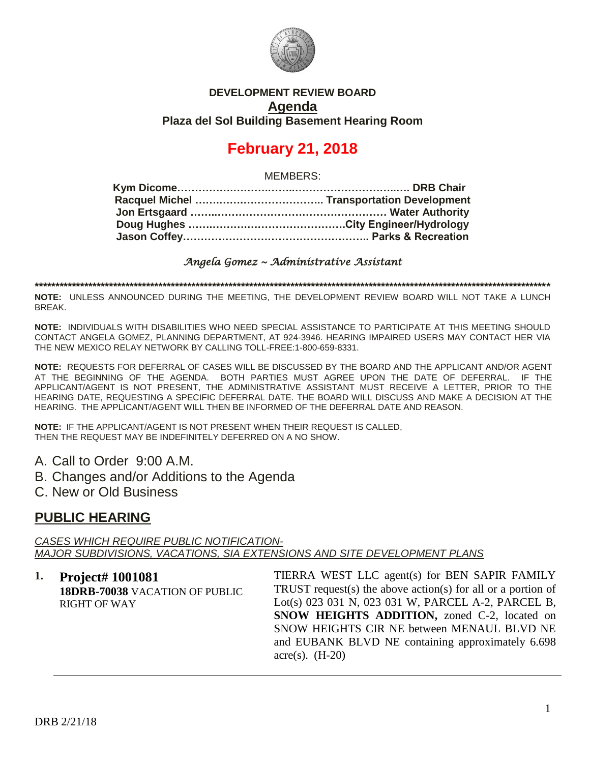**DEVELOPMENT REVIEW BOARD**

**Agenda**

**Plaza del Sol Building Basement Hearing Room**

# February 21, 2018

MEMBERS:

**Kym Dicome……………………………………………………… DRB Chair**
**Racquel Michel ……………………………….. Transportation Development**
**Jon Ertsgaard ……………………………………………… Water Authority**
**Doug Hughes ………………………………………City Engineer/Hydrology**
**Jason Coffey…………………………………………….. Parks & Recreation**

*Angela Gomez ~ Administrative Assistant*

**NOTE:** UNLESS ANNOUNCED DURING THE MEETING, THE DEVELOPMENT REVIEW BOARD WILL NOT TAKE A LUNCH BREAK.

**NOTE:** INDIVIDUALS WITH DISABILITIES WHO NEED SPECIAL ASSISTANCE TO PARTICIPATE AT THIS MEETING SHOULD CONTACT ANGELA GOMEZ, PLANNING DEPARTMENT, AT 924-3946. HEARING IMPAIRED USERS MAY CONTACT HER VIA THE NEW MEXICO RELAY NETWORK BY CALLING TOLL-FREE:1-800-659-8331.

**NOTE:** REQUESTS FOR DEFERRAL OF CASES WILL BE DISCUSSED BY THE BOARD AND THE APPLICANT AND/OR AGENT AT THE BEGINNING OF THE AGENDA. BOTH PARTIES MUST AGREE UPON THE DATE OF DEFERRAL. IF THE APPLICANT/AGENT IS NOT PRESENT, THE ADMINISTRATIVE ASSISTANT MUST RECEIVE A LETTER, PRIOR TO THE HEARING DATE, REQUESTING A SPECIFIC DEFERRAL DATE. THE BOARD WILL DISCUSS AND MAKE A DECISION AT THE HEARING. THE APPLICANT/AGENT WILL THEN BE INFORMED OF THE DEFERRAL DATE AND REASON.

**NOTE:** IF THE APPLICANT/AGENT IS NOT PRESENT WHEN THEIR REQUEST IS CALLED, THEN THE REQUEST MAY BE INDEFINITELY DEFERRED ON A NO SHOW.

A. Call to Order 9:00 A.M.
B. Changes and/or Additions to the Agenda
C. New or Old Business

## PUBLIC HEARING

*CASES WHICH REQUIRE PUBLIC NOTIFICATION-*
*MAJOR SUBDIVISIONS, VACATIONS, SIA EXTENSIONS AND SITE DEVELOPMENT PLANS*

**1. Project# 1001081**
**18DRB-70038** VACATION OF PUBLIC RIGHT OF WAY

TIERRA WEST LLC agent(s) for BEN SAPIR FAMILY TRUST request(s) the above action(s) for all or a portion of Lot(s) 023 031 N, 023 031 W, PARCEL A-2, PARCEL B, **SNOW HEIGHTS ADDITION,** zoned C-2, located on SNOW HEIGHTS CIR NE between MENAUL BLVD NE and EUBANK BLVD NE containing approximately 6.698 acre(s). (H-20)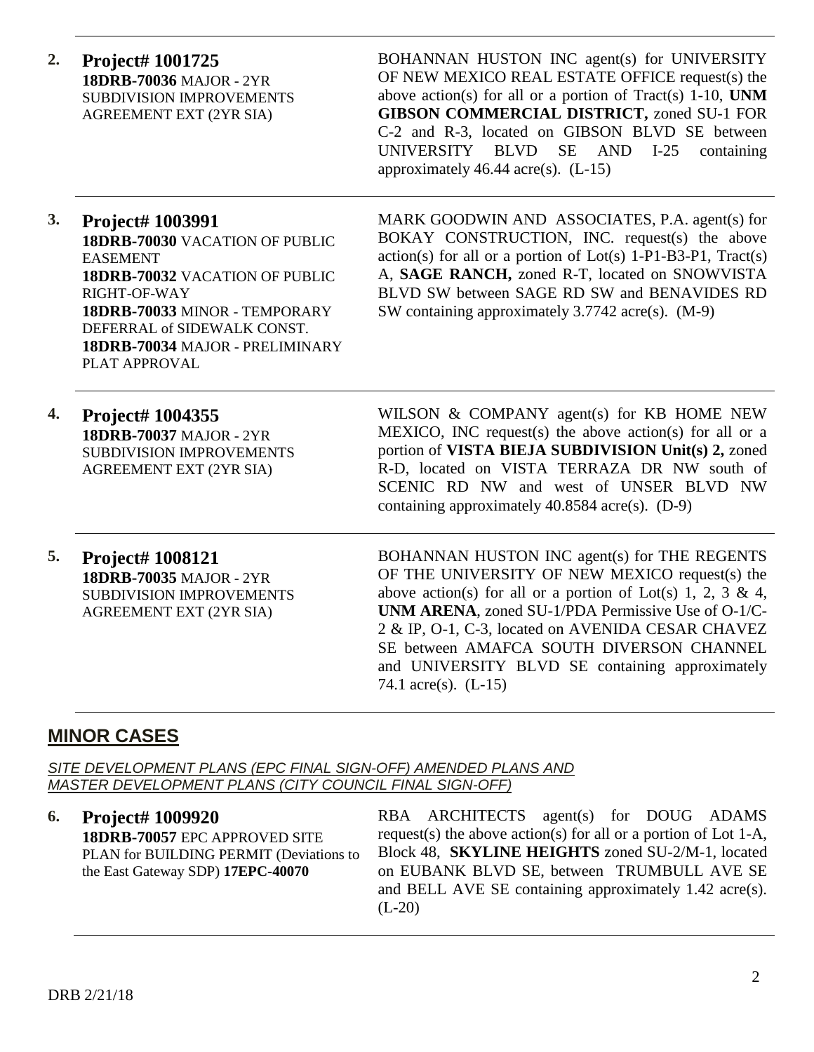**2.** **Project# 1001725**
**18DRB-70036** MAJOR - 2YR SUBDIVISION IMPROVEMENTS AGREEMENT EXT (2YR SIA)

BOHANNAN HUSTON INC agent(s) for UNIVERSITY OF NEW MEXICO REAL ESTATE OFFICE request(s) the above action(s) for all or a portion of Tract(s) 1-10, **UNM GIBSON COMMERCIAL DISTRICT,** zoned SU-1 FOR C-2 and R-3, located on GIBSON BLVD SE between UNIVERSITY BLVD SE AND I-25 containing approximately 46.44 acre(s). (L-15)

---

**3.** **Project# 1003991**
**18DRB-70030** VACATION OF PUBLIC EASEMENT
**18DRB-70032** VACATION OF PUBLIC RIGHT-OF-WAY
**18DRB-70033** MINOR - TEMPORARY DEFERRAL of SIDEWALK CONST.
**18DRB-70034** MAJOR - PRELIMINARY PLAT APPROVAL

MARK GOODWIN AND ASSOCIATES, P.A. agent(s) for BOKAY CONSTRUCTION, INC. request(s) the above action(s) for all or a portion of Lot(s) 1-P1-B3-P1, Tract(s) A, **SAGE RANCH,** zoned R-T, located on SNOWVISTA BLVD SW between SAGE RD SW and BENAVIDES RD SW containing approximately 3.7742 acre(s). (M-9)

---

**4.** **Project# 1004355**
**18DRB-70037** MAJOR - 2YR SUBDIVISION IMPROVEMENTS AGREEMENT EXT (2YR SIA)

WILSON & COMPANY agent(s) for KB HOME NEW MEXICO, INC request(s) the above action(s) for all or a portion of **VISTA BIEJA SUBDIVISION Unit(s) 2,** zoned R-D, located on VISTA TERRAZA DR NW south of SCENIC RD NW and west of UNSER BLVD NW containing approximately 40.8584 acre(s). (D-9)

---

**5.** **Project# 1008121**
**18DRB-70035** MAJOR - 2YR SUBDIVISION IMPROVEMENTS AGREEMENT EXT (2YR SIA)

BOHANNAN HUSTON INC agent(s) for THE REGENTS OF THE UNIVERSITY OF NEW MEXICO request(s) the above action(s) for all or a portion of Lot(s) 1, 2, 3 & 4, **UNM ARENA**, zoned SU-1/PDA Permissive Use of O-1/C-2 & IP, O-1, C-3, located on AVENIDA CESAR CHAVEZ SE between AMAFCA SOUTH DIVERSON CHANNEL and UNIVERSITY BLVD SE containing approximately 74.1 acre(s). (L-15)

---

## MINOR CASES

*SITE DEVELOPMENT PLANS (EPC FINAL SIGN-OFF) AMENDED PLANS AND MASTER DEVELOPMENT PLANS (CITY COUNCIL FINAL SIGN-OFF)*

**6.** **Project# 1009920**
**18DRB-70057** EPC APPROVED SITE PLAN for BUILDING PERMIT (Deviations to the East Gateway SDP) **17EPC-40070**

RBA ARCHITECTS agent(s) for DOUG ADAMS request(s) the above action(s) for all or a portion of Lot 1-A, Block 48, **SKYLINE HEIGHTS** zoned SU-2/M-1, located on EUBANK BLVD SE, between TRUMBULL AVE SE and BELL AVE SE containing approximately 1.42 acre(s). (L-20)

---

DRB 2/21/18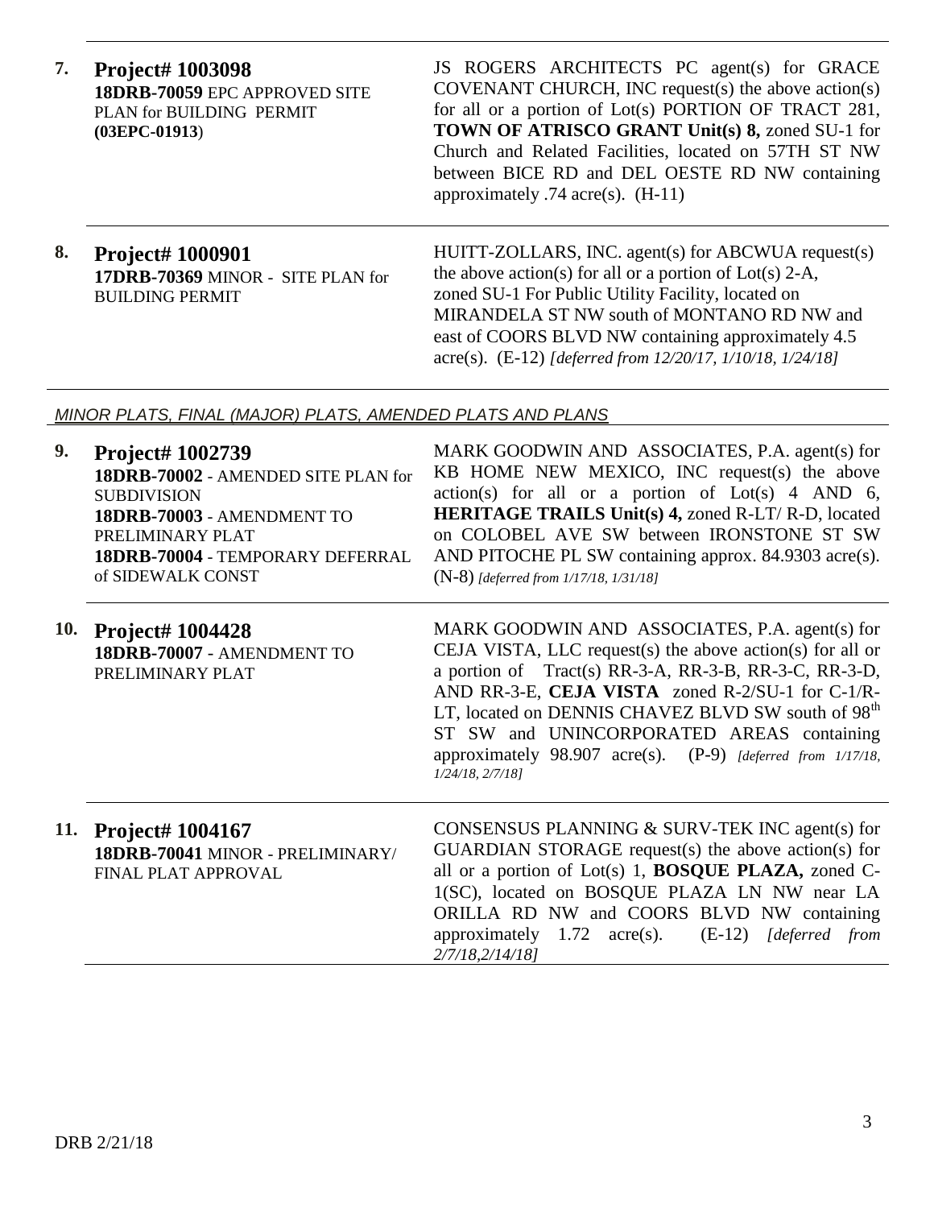**7. Project# 1003098**
**18DRB-70059** EPC APPROVED SITE PLAN for BUILDING PERMIT **(03EPC-01913)**

JS ROGERS ARCHITECTS PC agent(s) for GRACE COVENANT CHURCH, INC request(s) the above action(s) for all or a portion of Lot(s) PORTION OF TRACT 281, **TOWN OF ATRISCO GRANT Unit(s) 8,** zoned SU-1 for Church and Related Facilities, located on 57TH ST NW between BICE RD and DEL OESTE RD NW containing approximately .74 acre(s). (H-11)

---

**8. Project# 1000901**
**17DRB-70369** MINOR - SITE PLAN for BUILDING PERMIT

HUITT-ZOLLARS, INC. agent(s) for ABCWUA request(s) the above action(s) for all or a portion of Lot(s) 2-A, zoned SU-1 For Public Utility Facility, located on MIRANDELA ST NW south of MONTANO RD NW and east of COORS BLVD NW containing approximately 4.5 acre(s). (E-12) *[deferred from 12/20/17, 1/10/18, 1/24/18]*

---

*MINOR PLATS, FINAL (MAJOR) PLATS, AMENDED PLATS AND PLANS*

**9. Project# 1002739**
**18DRB-70002** - AMENDED SITE PLAN for SUBDIVISION
**18DRB-70003** - AMENDMENT TO PRELIMINARY PLAT
**18DRB-70004** - TEMPORARY DEFERRAL of SIDEWALK CONST

MARK GOODWIN AND ASSOCIATES, P.A. agent(s) for KB HOME NEW MEXICO, INC request(s) the above action(s) for all or a portion of Lot(s) 4 AND 6, **HERITAGE TRAILS Unit(s) 4,** zoned R-LT/ R-D, located on COLOBEL AVE SW between IRONSTONE ST SW AND PITOCHE PL SW containing approx. 84.9303 acre(s). (N-8) *[deferred from 1/17/18, 1/31/18]*

---

**10. Project# 1004428**
**18DRB-70007** - AMENDMENT TO PRELIMINARY PLAT

MARK GOODWIN AND ASSOCIATES, P.A. agent(s) for CEJA VISTA, LLC request(s) the above action(s) for all or a portion of Tract(s) RR-3-A, RR-3-B, RR-3-C, RR-3-D, AND RR-3-E, **CEJA VISTA** zoned R-2/SU-1 for C-1/R-LT, located on DENNIS CHAVEZ BLVD SW south of 98th ST SW and UNINCORPORATED AREAS containing approximately 98.907 acre(s). (P-9) *[deferred from 1/17/18, 1/24/18, 2/7/18]*

---

**11. Project# 1004167**
**18DRB-70041** MINOR - PRELIMINARY/ FINAL PLAT APPROVAL

CONSENSUS PLANNING & SURV-TEK INC agent(s) for GUARDIAN STORAGE request(s) the above action(s) for all or a portion of Lot(s) 1, **BOSQUE PLAZA,** zoned C-1(SC), located on BOSQUE PLAZA LN NW near LA ORILLA RD NW and COORS BLVD NW containing approximately 1.72 acre(s). (E-12) *[deferred from 2/7/18,2/14/18]*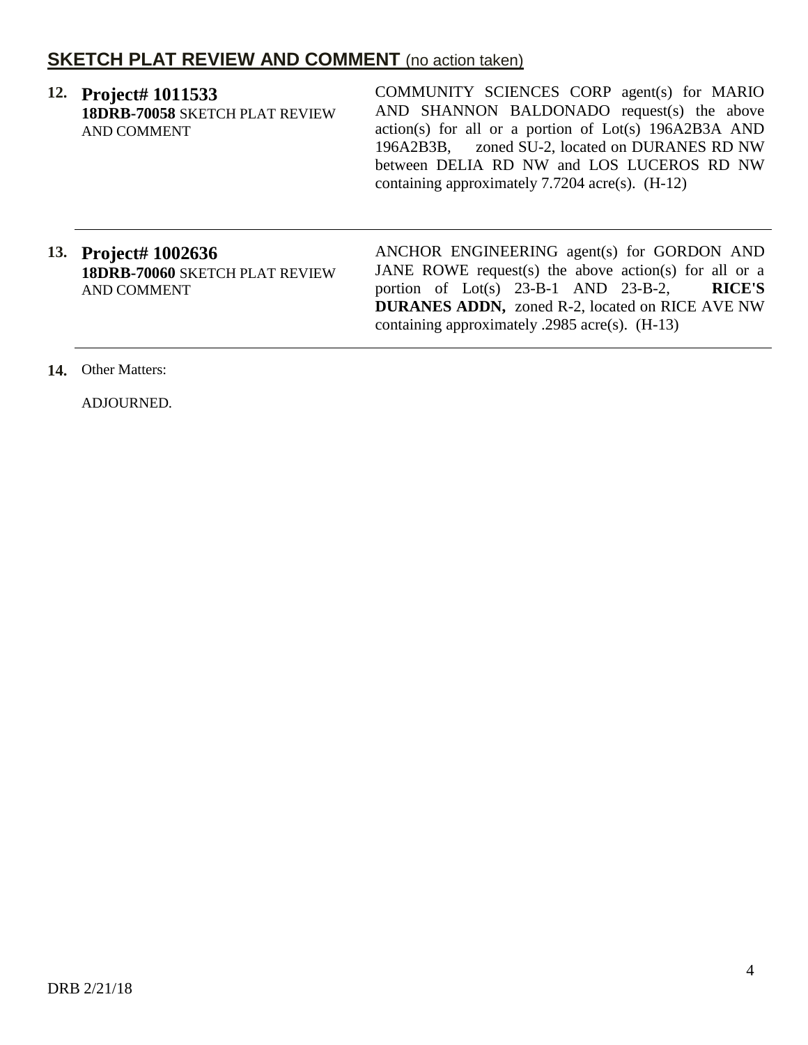## **SKETCH PLAT REVIEW AND COMMENT** (no action taken)

**12. Project# 1011533**
**18DRB-70058** SKETCH PLAT REVIEW AND COMMENT

COMMUNITY SCIENCES CORP agent(s) for MARIO AND SHANNON BALDONADO request(s) the above action(s) for all or a portion of Lot(s) 196A2B3A AND 196A2B3B, zoned SU-2, located on DURANES RD NW between DELIA RD NW and LOS LUCEROS RD NW containing approximately 7.7204 acre(s). (H-12)

---

**13. Project# 1002636**
**18DRB-70060** SKETCH PLAT REVIEW AND COMMENT

ANCHOR ENGINEERING agent(s) for GORDON AND JANE ROWE request(s) the above action(s) for all or a portion of Lot(s) 23-B-1 AND 23-B-2, **RICE'S DURANES ADDN,** zoned R-2, located on RICE AVE NW containing approximately .2985 acre(s). (H-13)

---

**14.** Other Matters:

ADJOURNED.

DRB 2/21/18